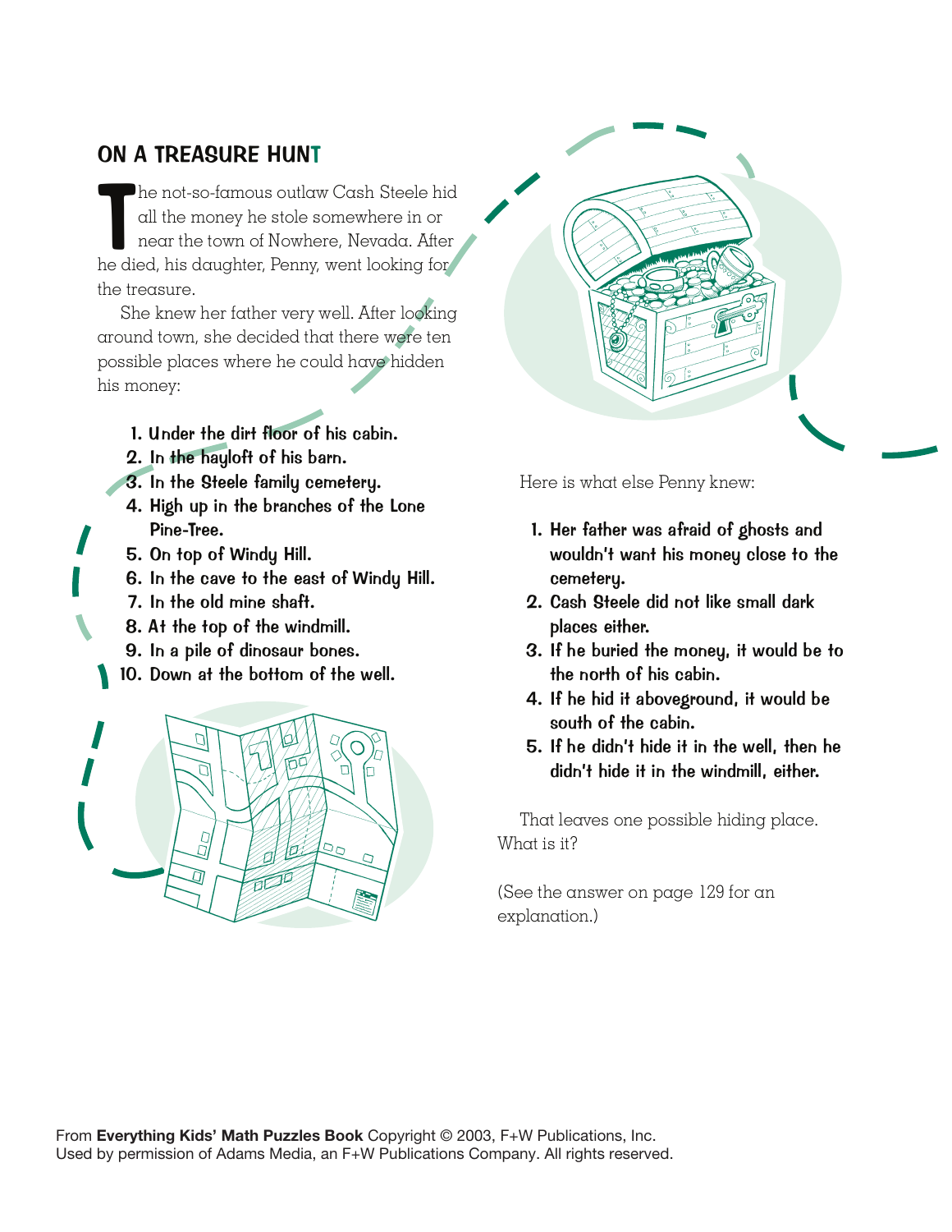## ON A TREASURE HUNT

The not-so-famous outlaw Cash Steele hid all the money he stole somewhere in or near the town of Nowhere, Nevada. After he died, his daughter, Penny, went looking for the treasure.

She knew her father very well. After looking around town, she decided that there were ten possible places where he could have hidden his money:

1. Under the dirt floor of his cabin.
2. In the hayloft of his barn.
3. In the Steele family cemetery.
4. High up in the branches of the Lone Pine-Tree.
5. On top of Windy Hill.
6. In the cave to the east of Windy Hill.
7. In the old mine shaft.
8. At the top of the windmill.
9. In a pile of dinosaur bones.
10. Down at the bottom of the well.

Here is what else Penny knew:

1. Her father was afraid of ghosts and wouldn't want his money close to the cemetery.
2. Cash Steele did not like small dark places either.
3. If he buried the money, it would be to the north of his cabin.
4. If he hid it aboveground, it would be south of the cabin.
5. If he didn't hide it in the well, then he didn't hide it in the windmill, either.

That leaves one possible hiding place. What is it?

(See the answer on page 129 for an explanation.)

From **Everything Kids' Math Puzzles Book** Copyright © 2003, F+W Publications, Inc.
Used by permission of Adams Media, an F+W Publications Company. All rights reserved.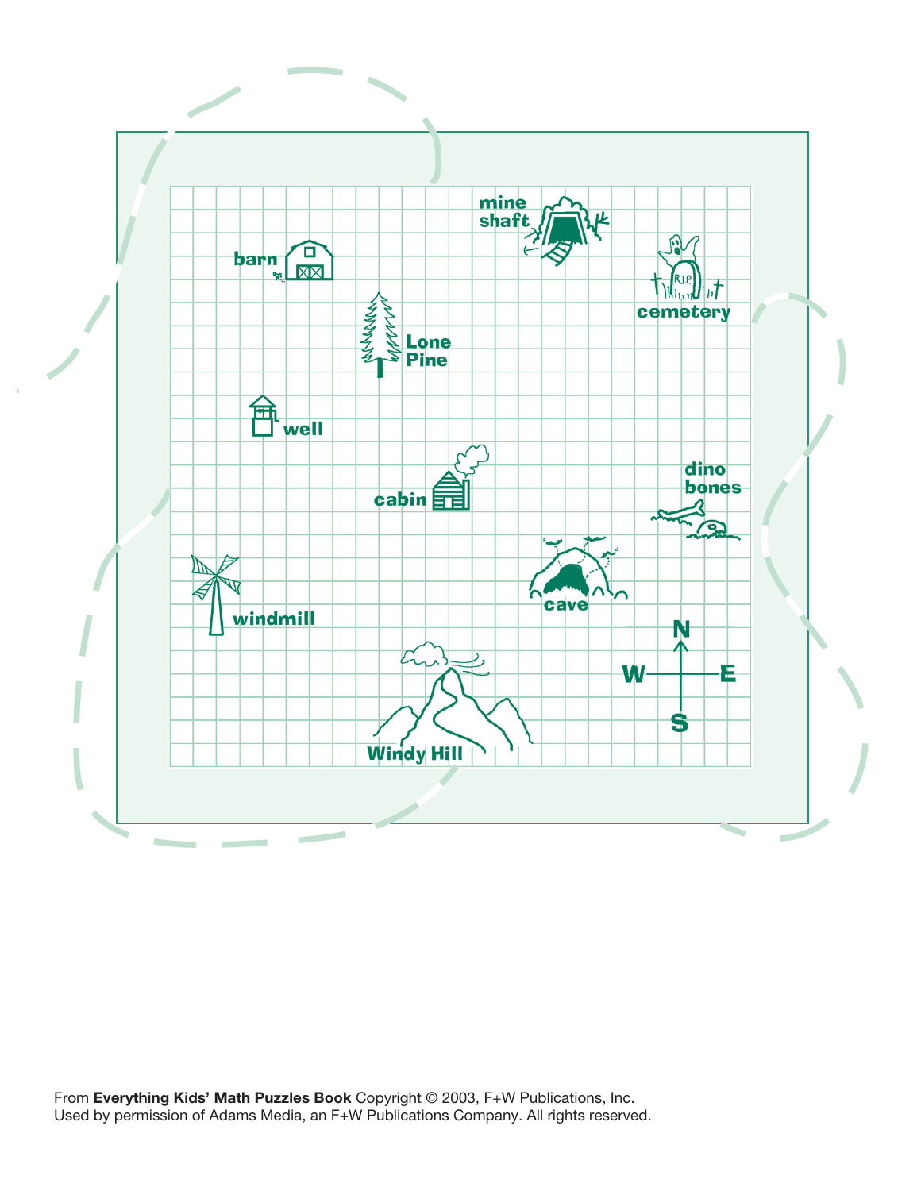mine shaft

barn

cemetery

Lone Pine

well

cabin

dino bones

cave

windmill

N

W

E

S

Windy Hill

From **Everything Kids' Math Puzzles Book** Copyright © 2003, F+W Publications, Inc.
Used by permission of Adams Media, an F+W Publications Company. All rights reserved.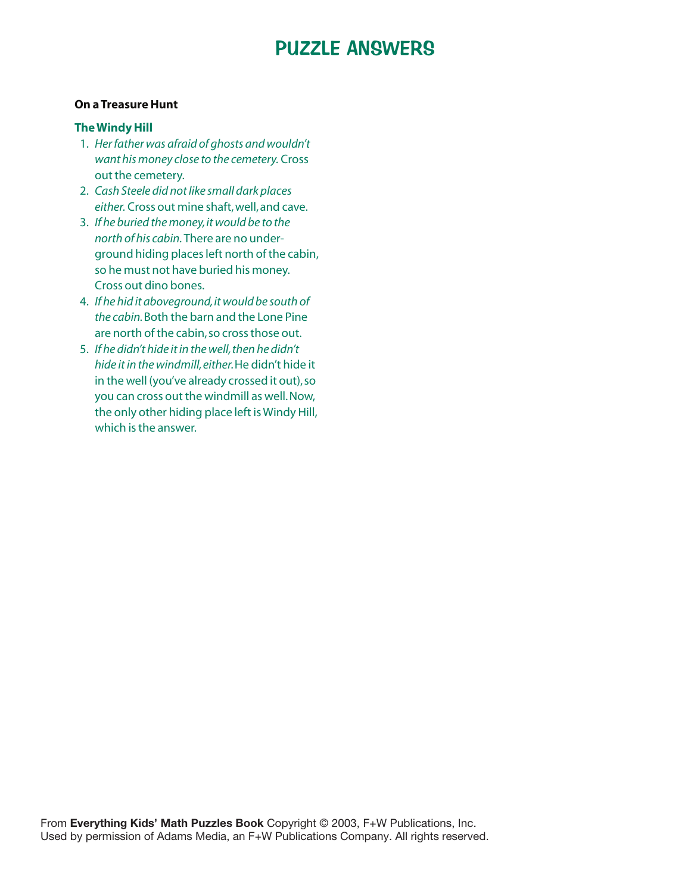# PUZZLE ANSWERS

**On a Treasure Hunt**

### The Windy Hill

1. *Her father was afraid of ghosts and wouldn't want his money close to the cemetery.* Cross out the cemetery.
2. *Cash Steele did not like small dark places either.* Cross out mine shaft, well, and cave.
3. *If he buried the money, it would be to the north of his cabin.* There are no underground hiding places left north of the cabin, so he must not have buried his money. Cross out dino bones.
4. *If he hid it aboveground, it would be south of the cabin.* Both the barn and the Lone Pine are north of the cabin, so cross those out.
5. *If he didn't hide it in the well, then he didn't hide it in the windmill, either.* He didn't hide it in the well (you've already crossed it out), so you can cross out the windmill as well. Now, the only other hiding place left is Windy Hill, which is the answer.

From **Everything Kids' Math Puzzles Book** Copyright © 2003, F+W Publications, Inc.
Used by permission of Adams Media, an F+W Publications Company. All rights reserved.